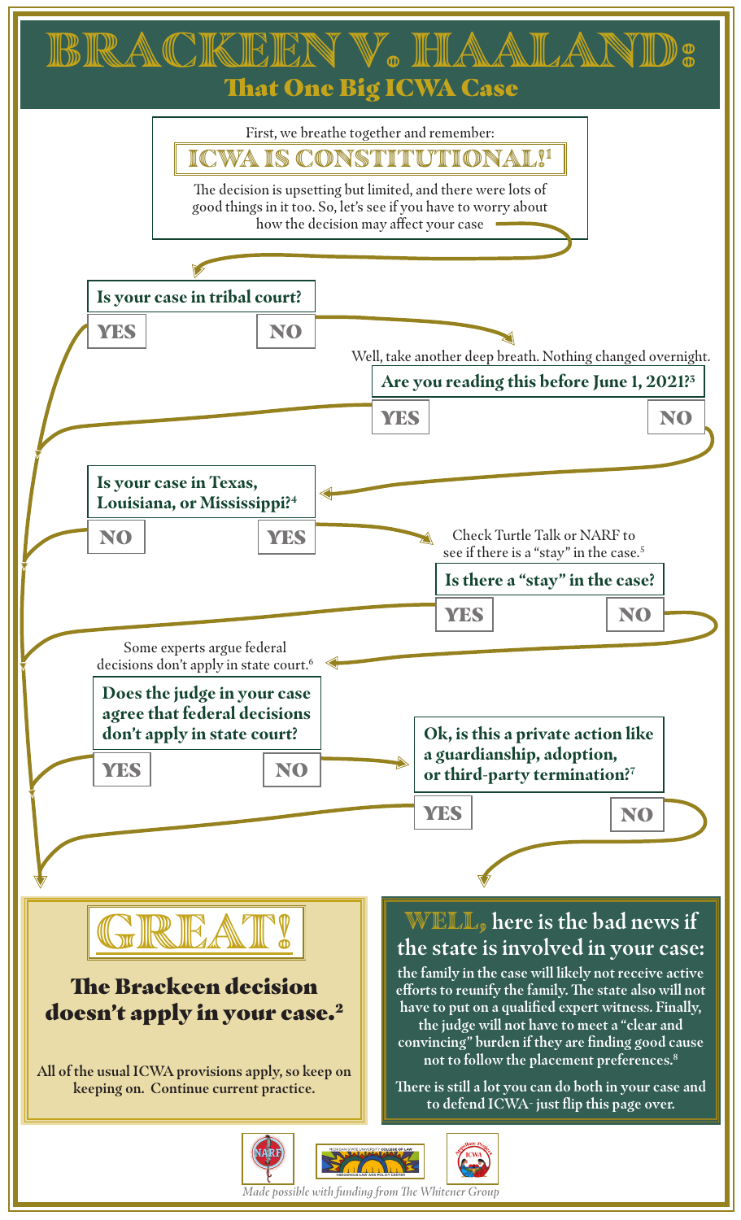# BRACKEEN V. HAALAND:

## That One Big ICWA Case

First, we breathe together and remember:

**ICWA IS CONSTITUTIONAL![1]**

The decision is upsetting but limited, and there were lots of good things in it too. So, let's see if you have to worry about how the decision may affect your case

**Is your case in tribal court?**

- YES
- NO

Well, take another deep breath. Nothing changed overnight.

**Are you reading this before June 1, 2021?[3]**

- YES
- NO

**Is your case in Texas, Louisiana, or Mississippi?[4]**

- NO
- YES

Check Turtle Talk or NARF to see if there is a "stay" in the case.[5]

**Is there a "stay" in the case?**

- YES
- NO

Some experts argue federal decisions don't apply in state court.[6]

**Does the judge in your case agree that federal decisions don't apply in state court?**

- YES
- NO

**Ok, is this a private action like a guardianship, adoption, or third-party termination?[7]**

- YES
- NO

## GREAT!

### The Brackeen decision doesn't apply in your case.[2]

**All of the usual ICWA provisions apply, so keep on keeping on. Continue current practice.**

## WELL, here is the bad news if the state is involved in your case:

**the family in the case will likely not receive active efforts to reunify the family. The state also will not have to put on a qualified expert witness. Finally, the judge will not have to meet a "clear and convincing" burden if they are finding good cause not to follow the placement preferences.[8]**

**There is still a lot you can do both in your case and to defend ICWA- just flip this page over.**

*Made possible with funding from The Whitener Group*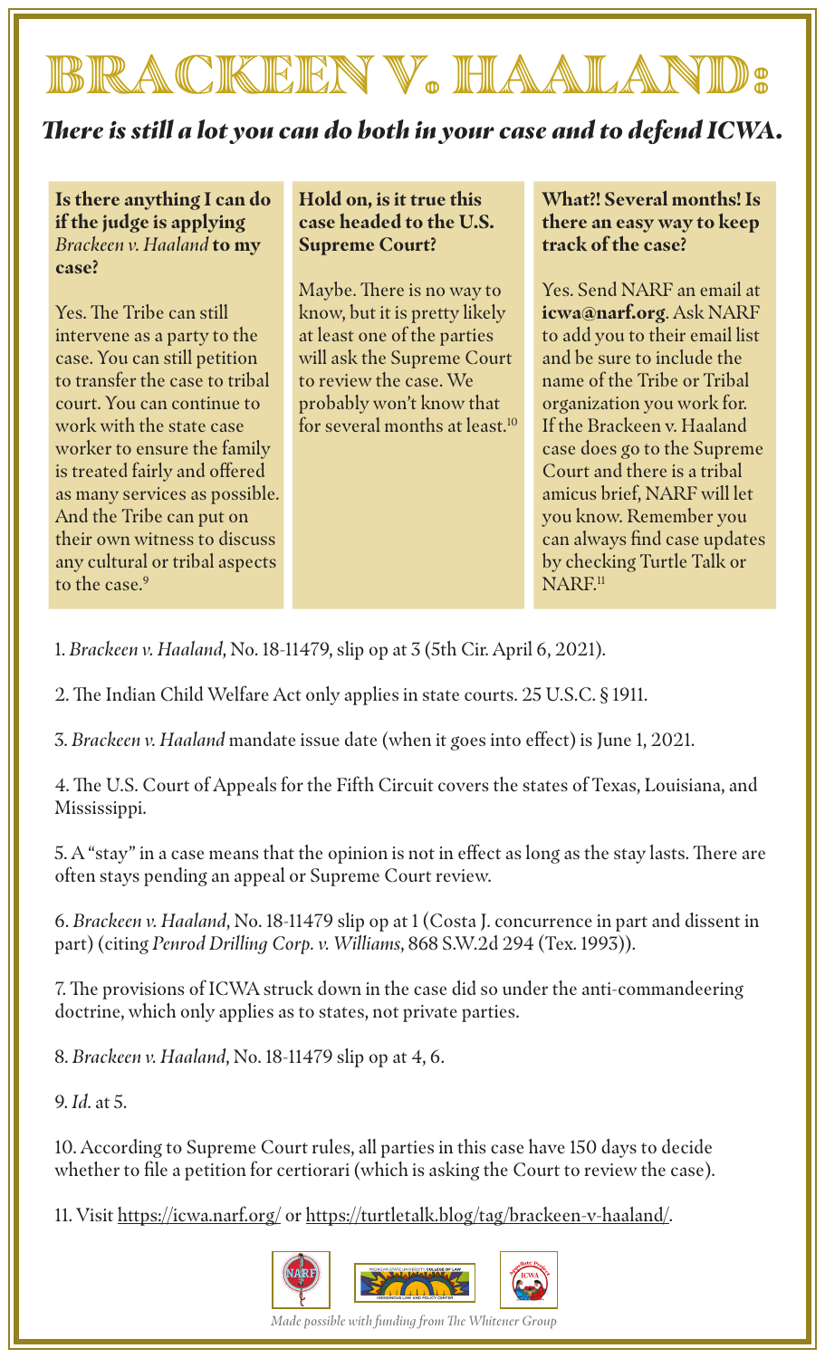# BRACKEEN V. HAALAND:

*There is still a lot you can do both in your case and to defend ICWA.*

**Is there anything I can do if the judge is applying *Brackeen v. Haaland* to my case?**

Yes. The Tribe can still intervene as a party to the case. You can still petition to transfer the case to tribal court. You can continue to work with the state case worker to ensure the family is treated fairly and offered as many services as possible. And the Tribe can put on their own witness to discuss any cultural or tribal aspects to the case.[9]

**Hold on, is it true this case headed to the U.S. Supreme Court?**

Maybe. There is no way to know, but it is pretty likely at least one of the parties will ask the Supreme Court to review the case. We probably won't know that for several months at least.[10]

**What?! Several months! Is there an easy way to keep track of the case?**

Yes. Send NARF an email at **icwa@narf.org**. Ask NARF to add you to their email list and be sure to include the name of the Tribe or Tribal organization you work for. If the Brackeen v. Haaland case does go to the Supreme Court and there is a tribal amicus brief, NARF will let you know. Remember you can always find case updates by checking Turtle Talk or NARF.[11]

1. *Brackeen v. Haaland*, No. 18-11479, slip op at 3 (5th Cir. April 6, 2021).

2. The Indian Child Welfare Act only applies in state courts. 25 U.S.C. § 1911.

3. *Brackeen v. Haaland* mandate issue date (when it goes into effect) is June 1, 2021.

4. The U.S. Court of Appeals for the Fifth Circuit covers the states of Texas, Louisiana, and Mississippi.

5. A "stay" in a case means that the opinion is not in effect as long as the stay lasts. There are often stays pending an appeal or Supreme Court review.

6. *Brackeen v. Haaland*, No. 18-11479 slip op at 1 (Costa J. concurrence in part and dissent in part) (citing *Penrod Drilling Corp. v. Williams*, 868 S.W.2d 294 (Tex. 1993)).

7. The provisions of ICWA struck down in the case did so under the anti-commandeering doctrine, which only applies as to states, not private parties.

8. *Brackeen v. Haaland*, No. 18-11479 slip op at 4, 6.

9. *Id.* at 5.

10. According to Supreme Court rules, all parties in this case have 150 days to decide whether to file a petition for certiorari (which is asking the Court to review the case).

11. Visit https://icwa.narf.org/ or https://turtletalk.blog/tag/brackeen-v-haaland/.

*Made possible with funding from The Whitener Group*